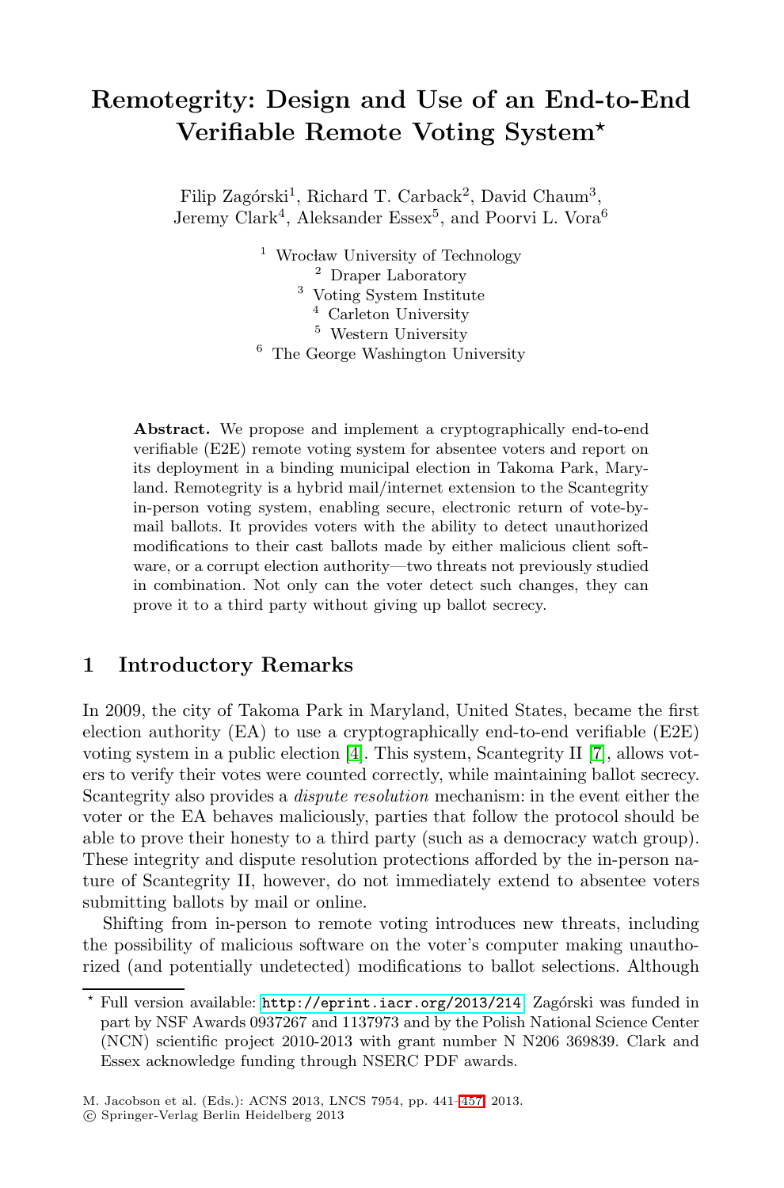# Remotegrity: Design and Use of an End-to-End Verifiable Remote Voting System*

Filip Zagórski[1], Richard T. Carback[2], David Chaum[3], Jeremy Clark[4], Aleksander Essex[5], and Poorvi L. Vora[6]

[1] Wrocław University of Technology
[2] Draper Laboratory
[3] Voting System Institute
[4] Carleton University
[5] Western University
[6] The George Washington University

**Abstract.** We propose and implement a cryptographically end-to-end verifiable (E2E) remote voting system for absentee voters and report on its deployment in a binding municipal election in Takoma Park, Maryland. Remotegrity is a hybrid mail/internet extension to the Scantegrity in-person voting system, enabling secure, electronic return of vote-by-mail ballots. It provides voters with the ability to detect unauthorized modifications to their cast ballots made by either malicious client software, or a corrupt election authority—two threats not previously studied in combination. Not only can the voter detect such changes, they can prove it to a third party without giving up ballot secrecy.

## 1 Introductory Remarks

In 2009, the city of Takoma Park in Maryland, United States, became the first election authority (EA) to use a cryptographically end-to-end verifiable (E2E) voting system in a public election [4]. This system, Scantegrity II [7], allows voters to verify their votes were counted correctly, while maintaining ballot secrecy. Scantegrity also provides a *dispute resolution* mechanism: in the event either the voter or the EA behaves maliciously, parties that follow the protocol should be able to prove their honesty to a third party (such as a democracy watch group). These integrity and dispute resolution protections afforded by the in-person nature of Scantegrity II, however, do not immediately extend to absentee voters submitting ballots by mail or online.

Shifting from in-person to remote voting introduces new threats, including the possibility of malicious software on the voter's computer making unauthorized (and potentially undetected) modifications to ballot selections. Although

* Full version available: http://eprint.iacr.org/2013/214. Zagórski was funded in part by NSF Awards 0937267 and 1137973 and by the Polish National Science Center (NCN) scientific project 2010-2013 with grant number N N206 369839. Clark and Essex acknowledge funding through NSERC PDF awards.

M. Jacobson et al. (Eds.): ACNS 2013, LNCS 7954, pp. 441–457, 2013.
© Springer-Verlag Berlin Heidelberg 2013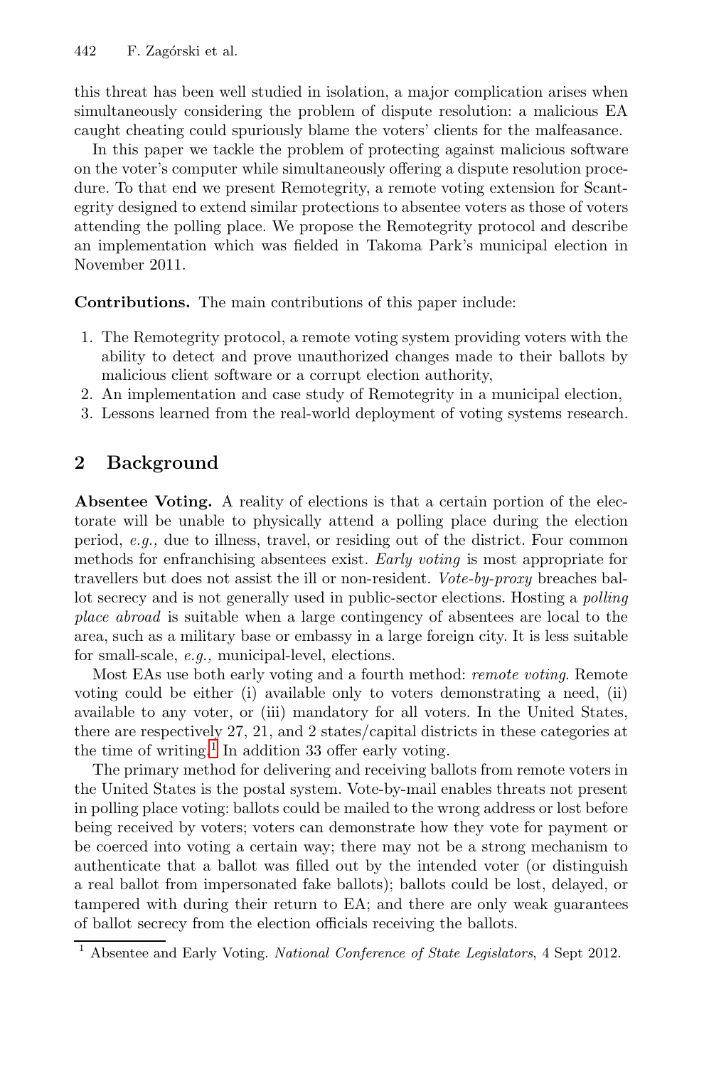this threat has been well studied in isolation, a major complication arises when simultaneously considering the problem of dispute resolution: a malicious EA caught cheating could spuriously blame the voters' clients for the malfeasance.

In this paper we tackle the problem of protecting against malicious software on the voter's computer while simultaneously offering a dispute resolution procedure. To that end we present Remotegrity, a remote voting extension for Scantegrity designed to extend similar protections to absentee voters as those of voters attending the polling place. We propose the Remotegrity protocol and describe an implementation which was fielded in Takoma Park's municipal election in November 2011.

**Contributions.** The main contributions of this paper include:

1. The Remotegrity protocol, a remote voting system providing voters with the ability to detect and prove unauthorized changes made to their ballots by malicious client software or a corrupt election authority,
2. An implementation and case study of Remotegrity in a municipal election,
3. Lessons learned from the real-world deployment of voting systems research.

## 2 Background

**Absentee Voting.** A reality of elections is that a certain portion of the electorate will be unable to physically attend a polling place during the election period, *e.g.,* due to illness, travel, or residing out of the district. Four common methods for enfranchising absentees exist. *Early voting* is most appropriate for travellers but does not assist the ill or non-resident. *Vote-by-proxy* breaches ballot secrecy and is not generally used in public-sector elections. Hosting a *polling place abroad* is suitable when a large contingency of absentees are local to the area, such as a military base or embassy in a large foreign city. It is less suitable for small-scale, *e.g.,* municipal-level, elections.

Most EAs use both early voting and a fourth method: *remote voting*. Remote voting could be either (i) available only to voters demonstrating a need, (ii) available to any voter, or (iii) mandatory for all voters. In the United States, there are respectively 27, 21, and 2 states/capital districts in these categories at the time of writing.[1] In addition 33 offer early voting.

The primary method for delivering and receiving ballots from remote voters in the United States is the postal system. Vote-by-mail enables threats not present in polling place voting: ballots could be mailed to the wrong address or lost before being received by voters; voters can demonstrate how they vote for payment or be coerced into voting a certain way; there may not be a strong mechanism to authenticate that a ballot was filled out by the intended voter (or distinguish a real ballot from impersonated fake ballots); ballots could be lost, delayed, or tampered with during their return to EA; and there are only weak guarantees of ballot secrecy from the election officials receiving the ballots.

[1] Absentee and Early Voting. *National Conference of State Legislators*, 4 Sept 2012.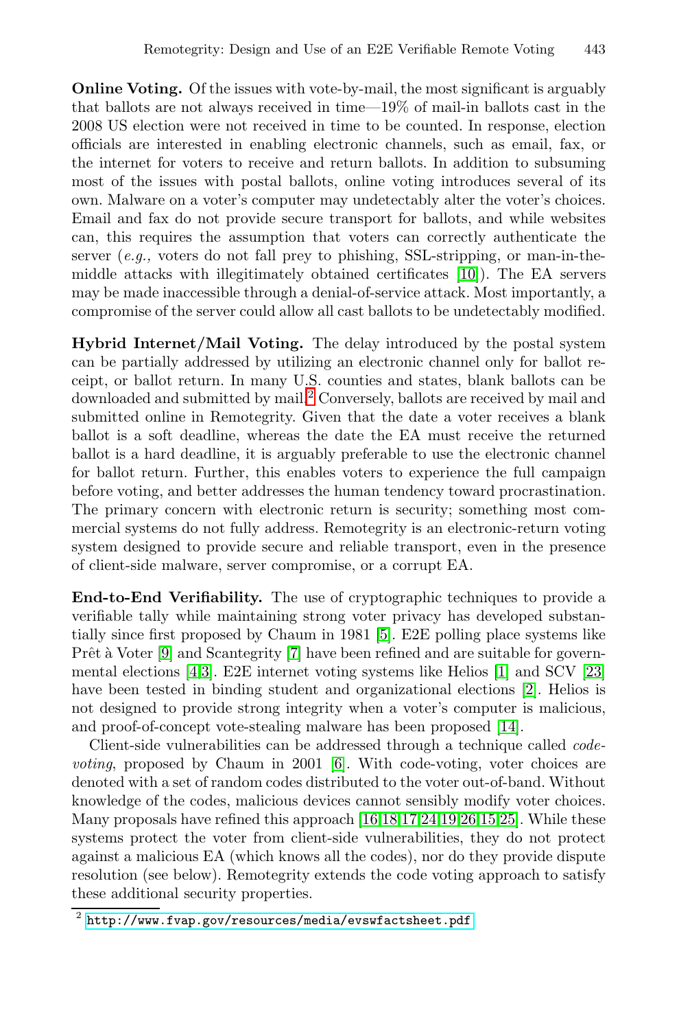**Online Voting.** Of the issues with vote-by-mail, the most significant is arguably that ballots are not always received in time—19% of mail-in ballots cast in the 2008 US election were not received in time to be counted. In response, election officials are interested in enabling electronic channels, such as email, fax, or the internet for voters to receive and return ballots. In addition to subsuming most of the issues with postal ballots, online voting introduces several of its own. Malware on a voter's computer may undetectably alter the voter's choices. Email and fax do not provide secure transport for ballots, and while websites can, this requires the assumption that voters can correctly authenticate the server (*e.g.,* voters do not fall prey to phishing, SSL-stripping, or man-in-the-middle attacks with illegitimately obtained certificates [10]). The EA servers may be made inaccessible through a denial-of-service attack. Most importantly, a compromise of the server could allow all cast ballots to be undetectably modified.

**Hybrid Internet/Mail Voting.** The delay introduced by the postal system can be partially addressed by utilizing an electronic channel only for ballot receipt, or ballot return. In many U.S. counties and states, blank ballots can be downloaded and submitted by mail.[2] Conversely, ballots are received by mail and submitted online in Remotegrity. Given that the date a voter receives a blank ballot is a soft deadline, whereas the date the EA must receive the returned ballot is a hard deadline, it is arguably preferable to use the electronic channel for ballot return. Further, this enables voters to experience the full campaign before voting, and better addresses the human tendency toward procrastination. The primary concern with electronic return is security; something most commercial systems do not fully address. Remotegrity is an electronic-return voting system designed to provide secure and reliable transport, even in the presence of client-side malware, server compromise, or a corrupt EA.

**End-to-End Verifiability.** The use of cryptographic techniques to provide a verifiable tally while maintaining strong voter privacy has developed substantially since first proposed by Chaum in 1981 [5]. E2E polling place systems like Prêt à Voter [9] and Scantegrity [7] have been refined and are suitable for governmental elections [4,3]. E2E internet voting systems like Helios [1] and SCV [23] have been tested in binding student and organizational elections [2]. Helios is not designed to provide strong integrity when a voter's computer is malicious, and proof-of-concept vote-stealing malware has been proposed [14].

Client-side vulnerabilities can be addressed through a technique called *code-voting*, proposed by Chaum in 2001 [6]. With code-voting, voter choices are denoted with a set of random codes distributed to the voter out-of-band. Without knowledge of the codes, malicious devices cannot sensibly modify voter choices. Many proposals have refined this approach [16,18,17,24,19,26,15,25]. While these systems protect the voter from client-side vulnerabilities, they do not protect against a malicious EA (which knows all the codes), nor do they provide dispute resolution (see below). Remotegrity extends the code voting approach to satisfy these additional security properties.

[2] http://www.fvap.gov/resources/media/evswfactsheet.pdf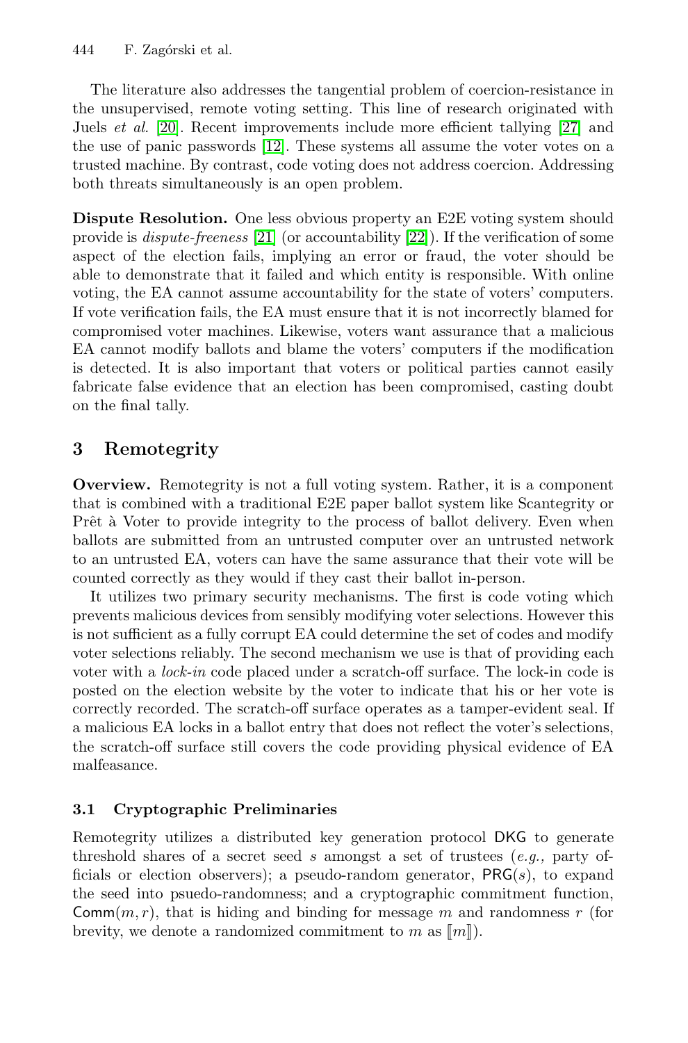The literature also addresses the tangential problem of coercion-resistance in the unsupervised, remote voting setting. This line of research originated with Juels *et al.* [20]. Recent improvements include more efficient tallying [27] and the use of panic passwords [12]. These systems all assume the voter votes on a trusted machine. By contrast, code voting does not address coercion. Addressing both threats simultaneously is an open problem.

**Dispute Resolution.** One less obvious property an E2E voting system should provide is *dispute-freeness* [21] (or accountability [22]). If the verification of some aspect of the election fails, implying an error or fraud, the voter should be able to demonstrate that it failed and which entity is responsible. With online voting, the EA cannot assume accountability for the state of voters' computers. If vote verification fails, the EA must ensure that it is not incorrectly blamed for compromised voter machines. Likewise, voters want assurance that a malicious EA cannot modify ballots and blame the voters' computers if the modification is detected. It is also important that voters or political parties cannot easily fabricate false evidence that an election has been compromised, casting doubt on the final tally.

## 3 Remotegrity

**Overview.** Remotegrity is not a full voting system. Rather, it is a component that is combined with a traditional E2E paper ballot system like Scantegrity or Prêt à Voter to provide integrity to the process of ballot delivery. Even when ballots are submitted from an untrusted computer over an untrusted network to an untrusted EA, voters can have the same assurance that their vote will be counted correctly as they would if they cast their ballot in-person.

It utilizes two primary security mechanisms. The first is code voting which prevents malicious devices from sensibly modifying voter selections. However this is not sufficient as a fully corrupt EA could determine the set of codes and modify voter selections reliably. The second mechanism we use is that of providing each voter with a *lock-in* code placed under a scratch-off surface. The lock-in code is posted on the election website by the voter to indicate that his or her vote is correctly recorded. The scratch-off surface operates as a tamper-evident seal. If a malicious EA locks in a ballot entry that does not reflect the voter's selections, the scratch-off surface still covers the code providing physical evidence of EA malfeasance.

### 3.1 Cryptographic Preliminaries

Remotegrity utilizes a distributed key generation protocol $\mathsf{DKG}$ to generate threshold shares of a secret seed $s$ amongst a set of trustees (*e.g.,* party officials or election observers); a pseudo-random generator, $\mathsf{PRG}(s)$, to expand the seed into psuedo-randomness; and a cryptographic commitment function, $\mathsf{Comm}(m, r)$, that is hiding and binding for message $m$ and randomness $r$ (for brevity, we denote a randomized commitment to $m$ as $[\![m]\!]$).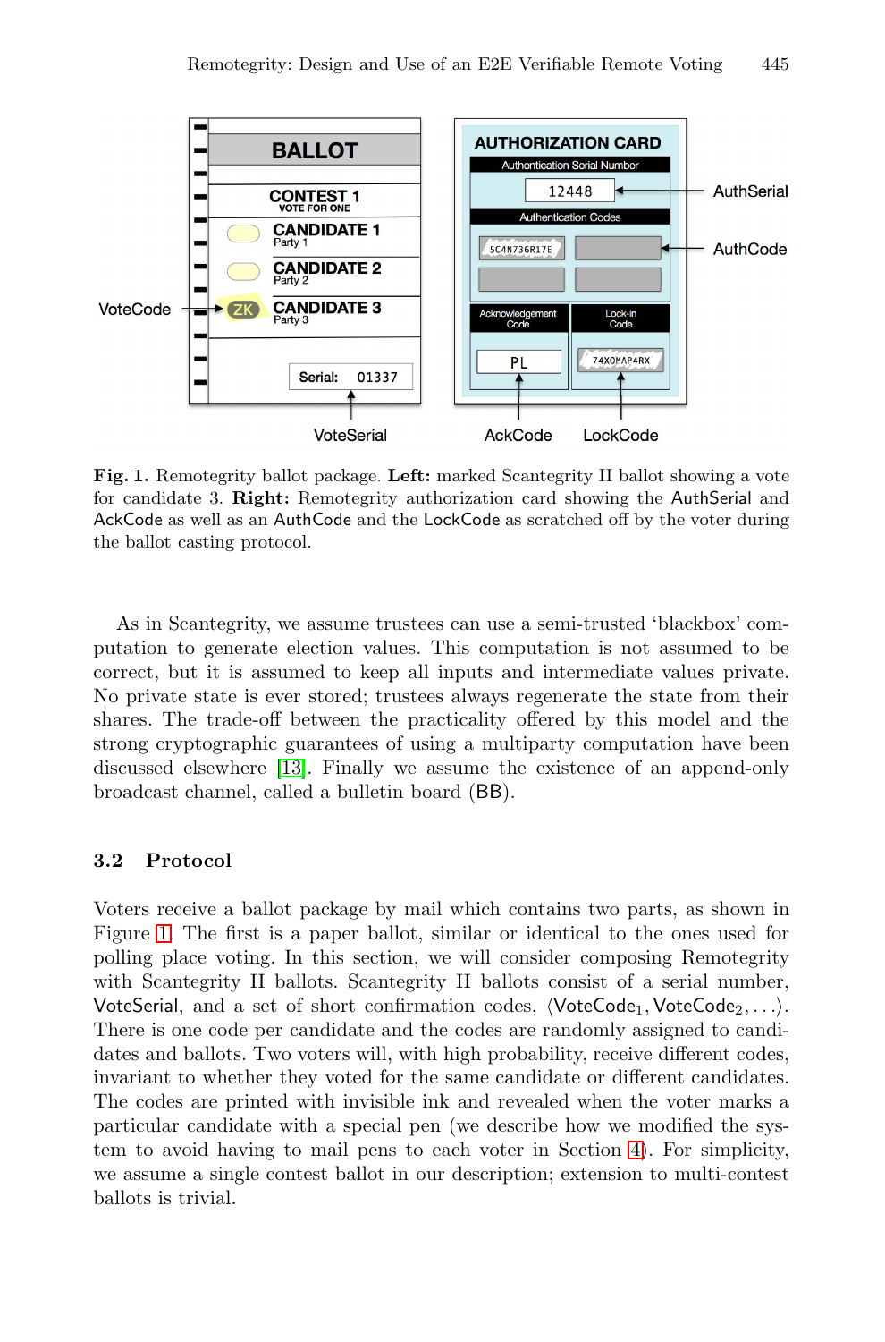**Fig. 1.** Remotegrity ballot package. **Left:** marked Scantegrity II ballot showing a vote for candidate 3. **Right:** Remotegrity authorization card showing the AuthSerial and AckCode as well as an AuthCode and the LockCode as scratched off by the voter during the ballot casting protocol.

As in Scantegrity, we assume trustees can use a semi-trusted 'blackbox' computation to generate election values. This computation is not assumed to be correct, but it is assumed to keep all inputs and intermediate values private. No private state is ever stored; trustees always regenerate the state from their shares. The trade-off between the practicality offered by this model and the strong cryptographic guarantees of using a multiparty computation have been discussed elsewhere [13]. Finally we assume the existence of an append-only broadcast channel, called a bulletin board (BB).

### 3.2 Protocol

Voters receive a ballot package by mail which contains two parts, as shown in Figure 1. The first is a paper ballot, similar or identical to the ones used for polling place voting. In this section, we will consider composing Remotegrity with Scantegrity II ballots. Scantegrity II ballots consist of a serial number, VoteSerial, and a set of short confirmation codes, $\langle \mathsf{VoteCode}_1, \mathsf{VoteCode}_2, \ldots \rangle$. There is one code per candidate and the codes are randomly assigned to candidates and ballots. Two voters will, with high probability, receive different codes, invariant to whether they voted for the same candidate or different candidates. The codes are printed with invisible ink and revealed when the voter marks a particular candidate with a special pen (we describe how we modified the system to avoid having to mail pens to each voter in Section 4). For simplicity, we assume a single contest ballot in our description; extension to multi-contest ballots is trivial.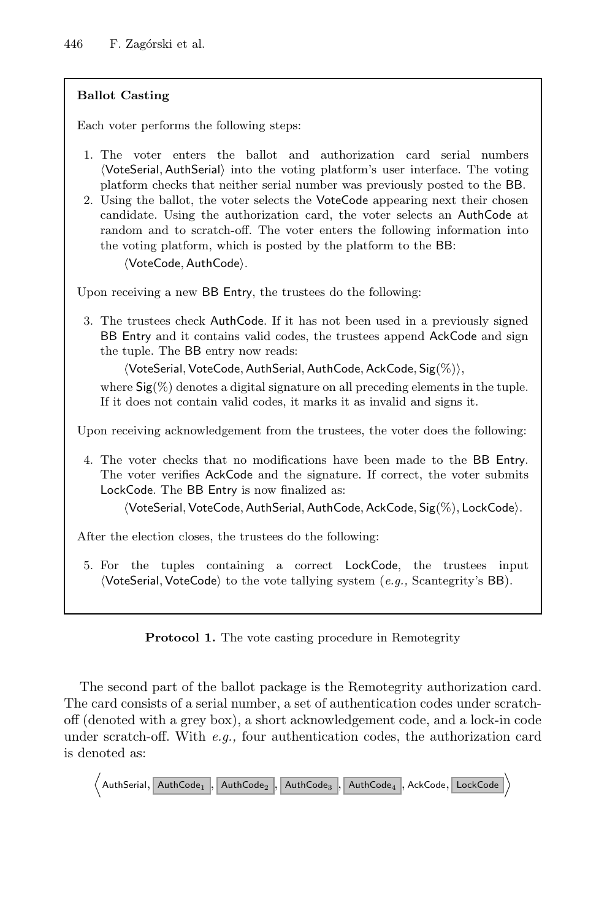**Ballot Casting**

Each voter performs the following steps:

1. The voter enters the ballot and authorization card serial numbers $\langle \mathsf{VoteSerial}, \mathsf{AuthSerial} \rangle$ into the voting platform's user interface. The voting platform checks that neither serial number was previously posted to the BB.
2. Using the ballot, the voter selects the VoteCode appearing next their chosen candidate. Using the authorization card, the voter selects an AuthCode at random and to scratch-off. The voter enters the following information into the voting platform, which is posted by the platform to the BB:

   $\langle \mathsf{VoteCode}, \mathsf{AuthCode} \rangle$.

Upon receiving a new BB Entry, the trustees do the following:

3. The trustees check AuthCode. If it has not been used in a previously signed BB Entry and it contains valid codes, the trustees append AckCode and sign the tuple. The BB entry now reads:

   $\langle \mathsf{VoteSerial}, \mathsf{VoteCode}, \mathsf{AuthSerial}, \mathsf{AuthCode}, \mathsf{AckCode}, \mathsf{Sig}(\%) \rangle$,

   where $\mathsf{Sig}(\%)$ denotes a digital signature on all preceding elements in the tuple. If it does not contain valid codes, it marks it as invalid and signs it.

Upon receiving acknowledgement from the trustees, the voter does the following:

4. The voter checks that no modifications have been made to the BB Entry. The voter verifies AckCode and the signature. If correct, the voter submits LockCode. The BB Entry is now finalized as:

   $\langle \mathsf{VoteSerial}, \mathsf{VoteCode}, \mathsf{AuthSerial}, \mathsf{AuthCode}, \mathsf{AckCode}, \mathsf{Sig}(\%), \mathsf{LockCode} \rangle$.

After the election closes, the trustees do the following:

5. For the tuples containing a correct LockCode, the trustees input $\langle \mathsf{VoteSerial}, \mathsf{VoteCode} \rangle$ to the vote tallying system (*e.g.,* Scantegrity's BB).

**Protocol 1.** The vote casting procedure in Remotegrity

The second part of the ballot package is the Remotegrity authorization card. The card consists of a serial number, a set of authentication codes under scratch-off (denoted with a grey box), a short acknowledgement code, and a lock-in code under scratch-off. With *e.g.,* four authentication codes, the authorization card is denoted as:

$$\left\langle \mathsf{AuthSerial}, \boxed{\mathsf{AuthCode}_1}, \boxed{\mathsf{AuthCode}_2}, \boxed{\mathsf{AuthCode}_3}, \boxed{\mathsf{AuthCode}_4}, \mathsf{AckCode}, \boxed{\mathsf{LockCode}} \right\rangle$$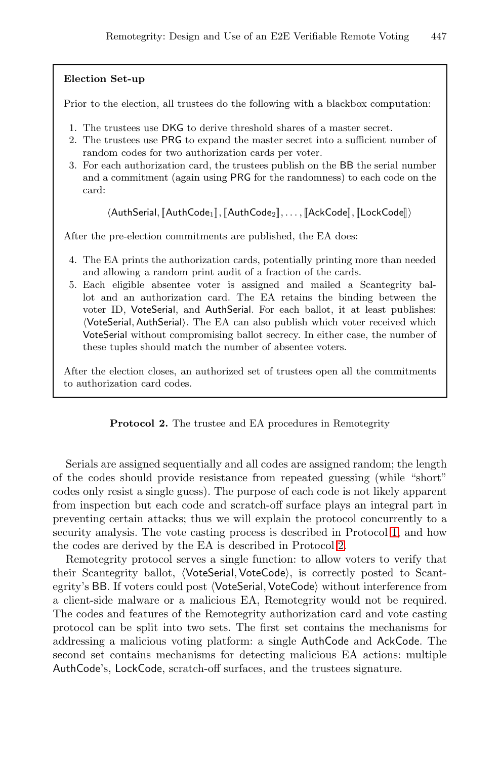**Election Set-up**

Prior to the election, all trustees do the following with a blackbox computation:

1. The trustees use DKG to derive threshold shares of a master secret.
2. The trustees use PRG to expand the master secret into a sufficient number of random codes for two authorization cards per voter.
3. For each authorization card, the trustees publish on the BB the serial number and a commitment (again using PRG for the randomness) to each code on the card:

$$\langle \mathsf{AuthSerial}, [\![\mathsf{AuthCode}_1]\!], [\![\mathsf{AuthCode}_2]\!], \ldots, [\![\mathsf{AckCode}]\!], [\![\mathsf{LockCode}]\!] \rangle$$

After the pre-election commitments are published, the EA does:

4. The EA prints the authorization cards, potentially printing more than needed and allowing a random print audit of a fraction of the cards.
5. Each eligible absentee voter is assigned and mailed a Scantegrity ballot and an authorization card. The EA retains the binding between the voter ID, VoteSerial, and AuthSerial. For each ballot, it at least publishes: $\langle \mathsf{VoteSerial}, \mathsf{AuthSerial} \rangle$. The EA can also publish which voter received which VoteSerial without compromising ballot secrecy. In either case, the number of these tuples should match the number of absentee voters.

After the election closes, an authorized set of trustees open all the commitments to authorization card codes.

**Protocol 2.** The trustee and EA procedures in Remotegrity

Serials are assigned sequentially and all codes are assigned random; the length of the codes should provide resistance from repeated guessing (while "short" codes only resist a single guess). The purpose of each code is not likely apparent from inspection but each code and scratch-off surface plays an integral part in preventing certain attacks; thus we will explain the protocol concurrently to a security analysis. The vote casting process is described in Protocol 1, and how the codes are derived by the EA is described in Protocol 2.

Remotegrity protocol serves a single function: to allow voters to verify that their Scantegrity ballot, $\langle \mathsf{VoteSerial}, \mathsf{VoteCode} \rangle$, is correctly posted to Scantegrity's BB. If voters could post $\langle \mathsf{VoteSerial}, \mathsf{VoteCode} \rangle$ without interference from a client-side malware or a malicious EA, Remotegrity would not be required. The codes and features of the Remotegrity authorization card and vote casting protocol can be split into two sets. The first set contains the mechanisms for addressing a malicious voting platform: a single AuthCode and AckCode. The second set contains mechanisms for detecting malicious EA actions: multiple AuthCode's, LockCode, scratch-off surfaces, and the trustees signature.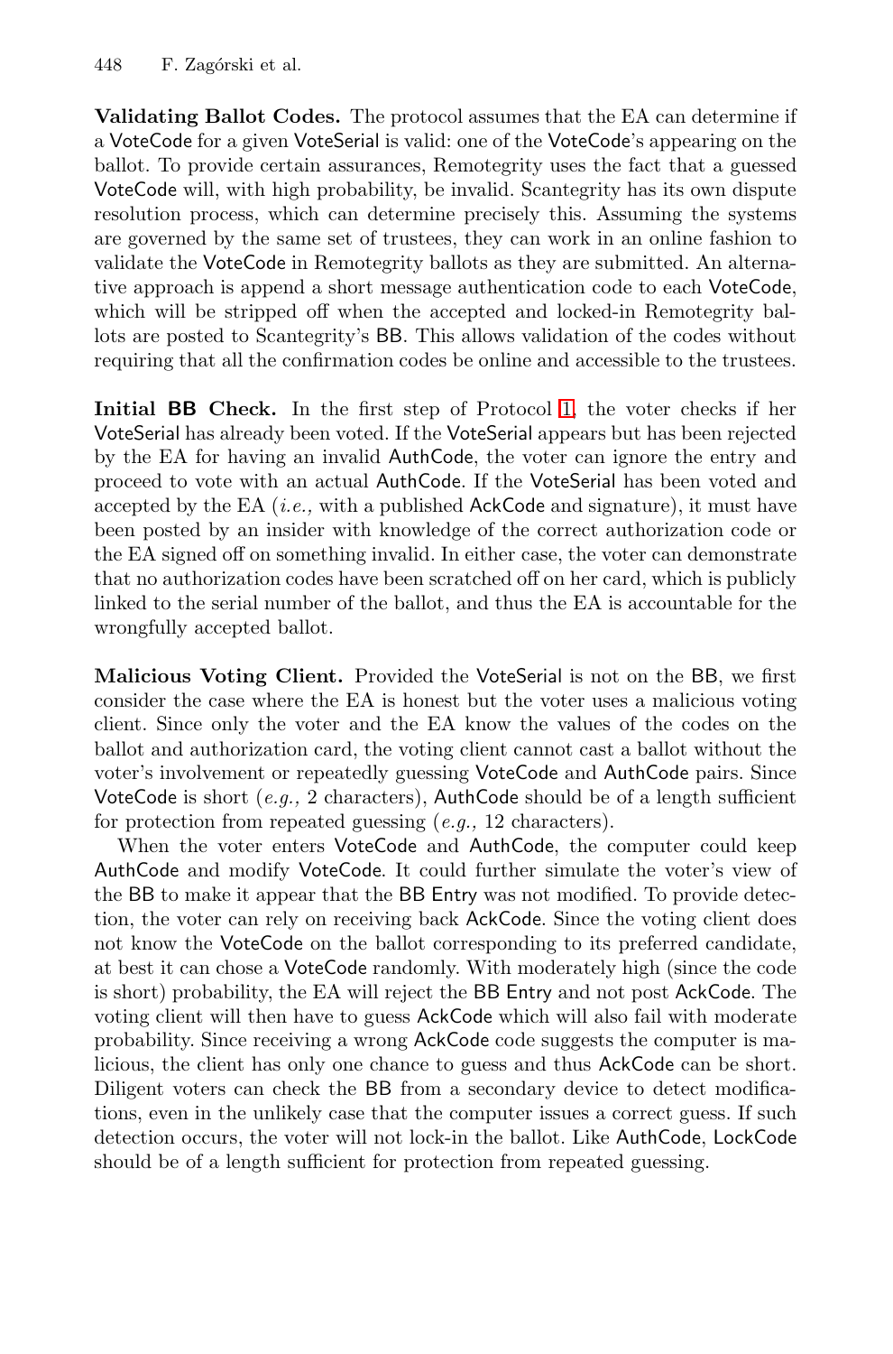**Validating Ballot Codes.** The protocol assumes that the EA can determine if a VoteCode for a given VoteSerial is valid: one of the VoteCode's appearing on the ballot. To provide certain assurances, Remotegrity uses the fact that a guessed VoteCode will, with high probability, be invalid. Scantegrity has its own dispute resolution process, which can determine precisely this. Assuming the systems are governed by the same set of trustees, they can work in an online fashion to validate the VoteCode in Remotegrity ballots as they are submitted. An alternative approach is append a short message authentication code to each VoteCode, which will be stripped off when the accepted and locked-in Remotegrity ballots are posted to Scantegrity's BB. This allows validation of the codes without requiring that all the confirmation codes be online and accessible to the trustees.

**Initial BB Check.** In the first step of Protocol 1, the voter checks if her VoteSerial has already been voted. If the VoteSerial appears but has been rejected by the EA for having an invalid AuthCode, the voter can ignore the entry and proceed to vote with an actual AuthCode. If the VoteSerial has been voted and accepted by the EA (*i.e.,* with a published AckCode and signature), it must have been posted by an insider with knowledge of the correct authorization code or the EA signed off on something invalid. In either case, the voter can demonstrate that no authorization codes have been scratched off on her card, which is publicly linked to the serial number of the ballot, and thus the EA is accountable for the wrongfully accepted ballot.

**Malicious Voting Client.** Provided the VoteSerial is not on the BB, we first consider the case where the EA is honest but the voter uses a malicious voting client. Since only the voter and the EA know the values of the codes on the ballot and authorization card, the voting client cannot cast a ballot without the voter's involvement or repeatedly guessing VoteCode and AuthCode pairs. Since VoteCode is short (*e.g.,* 2 characters), AuthCode should be of a length sufficient for protection from repeated guessing (*e.g.,* 12 characters).

When the voter enters VoteCode and AuthCode, the computer could keep AuthCode and modify VoteCode. It could further simulate the voter's view of the BB to make it appear that the BB Entry was not modified. To provide detection, the voter can rely on receiving back AckCode. Since the voting client does not know the VoteCode on the ballot corresponding to its preferred candidate, at best it can chose a VoteCode randomly. With moderately high (since the code is short) probability, the EA will reject the BB Entry and not post AckCode. The voting client will then have to guess AckCode which will also fail with moderate probability. Since receiving a wrong AckCode code suggests the computer is malicious, the client has only one chance to guess and thus AckCode can be short. Diligent voters can check the BB from a secondary device to detect modifications, even in the unlikely case that the computer issues a correct guess. If such detection occurs, the voter will not lock-in the ballot. Like AuthCode, LockCode should be of a length sufficient for protection from repeated guessing.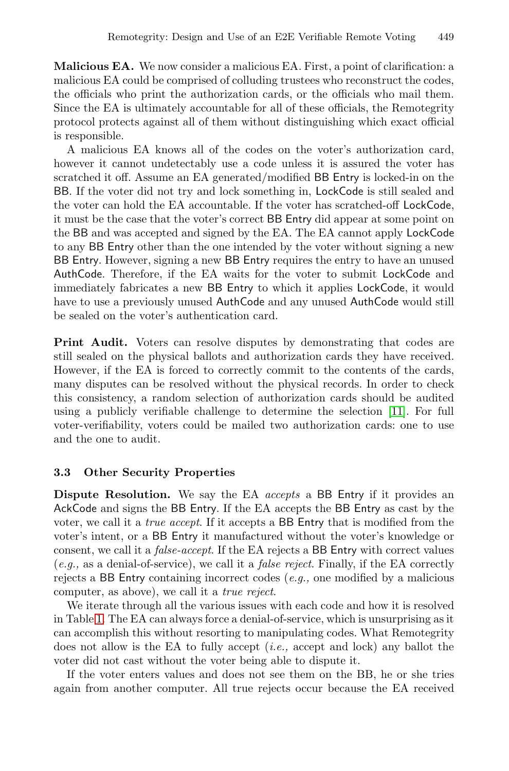**Malicious EA.** We now consider a malicious EA. First, a point of clarification: a malicious EA could be comprised of colluding trustees who reconstruct the codes, the officials who print the authorization cards, or the officials who mail them. Since the EA is ultimately accountable for all of these officials, the Remotegrity protocol protects against all of them without distinguishing which exact official is responsible.

A malicious EA knows all of the codes on the voter's authorization card, however it cannot undetectably use a code unless it is assured the voter has scratched it off. Assume an EA generated/modified BB Entry is locked-in on the BB. If the voter did not try and lock something in, LockCode is still sealed and the voter can hold the EA accountable. If the voter has scratched-off LockCode, it must be the case that the voter's correct BB Entry did appear at some point on the BB and was accepted and signed by the EA. The EA cannot apply LockCode to any BB Entry other than the one intended by the voter without signing a new BB Entry. However, signing a new BB Entry requires the entry to have an unused AuthCode. Therefore, if the EA waits for the voter to submit LockCode and immediately fabricates a new BB Entry to which it applies LockCode, it would have to use a previously unused AuthCode and any unused AuthCode would still be sealed on the voter's authentication card.

**Print Audit.** Voters can resolve disputes by demonstrating that codes are still sealed on the physical ballots and authorization cards they have received. However, if the EA is forced to correctly commit to the contents of the cards, many disputes can be resolved without the physical records. In order to check this consistency, a random selection of authorization cards should be audited using a publicly verifiable challenge to determine the selection [11]. For full voter-verifiability, voters could be mailed two authorization cards: one to use and the one to audit.

### 3.3 Other Security Properties

**Dispute Resolution.** We say the EA *accepts* a BB Entry if it provides an AckCode and signs the BB Entry. If the EA accepts the BB Entry as cast by the voter, we call it a *true accept*. If it accepts a BB Entry that is modified from the voter's intent, or a BB Entry it manufactured without the voter's knowledge or consent, we call it a *false-accept*. If the EA rejects a BB Entry with correct values (*e.g.,* as a denial-of-service), we call it a *false reject*. Finally, if the EA correctly rejects a BB Entry containing incorrect codes (*e.g.,* one modified by a malicious computer, as above), we call it a *true reject*.

We iterate through all the various issues with each code and how it is resolved in Table 1. The EA can always force a denial-of-service, which is unsurprising as it can accomplish this without resorting to manipulating codes. What Remotegrity does not allow is the EA to fully accept (*i.e.,* accept and lock) any ballot the voter did not cast without the voter being able to dispute it.

If the voter enters values and does not see them on the BB, he or she tries again from another computer. All true rejects occur because the EA received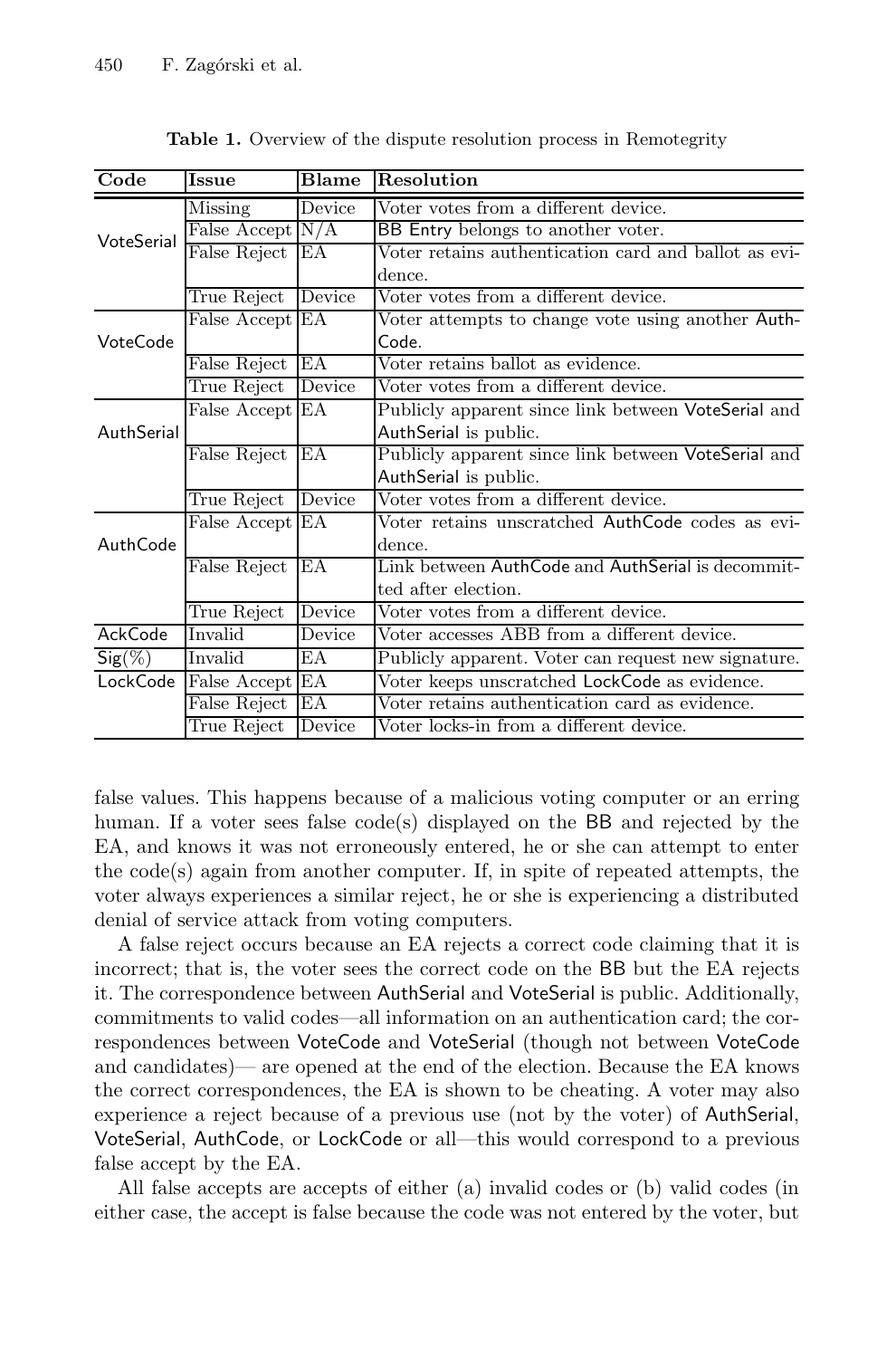**Table 1.** Overview of the dispute resolution process in Remotegrity

| Code | Issue | Blame | Resolution |
|---|---|---|---|
| VoteSerial | Missing | Device | Voter votes from a different device. |
| | False Accept | N/A | BB Entry belongs to another voter. |
| | False Reject | EA | Voter retains authentication card and ballot as evidence. |
| | True Reject | Device | Voter votes from a different device. |
| VoteCode | False Accept | EA | Voter attempts to change vote using another AuthCode. |
| | False Reject | EA | Voter retains ballot as evidence. |
| | True Reject | Device | Voter votes from a different device. |
| AuthSerial | False Accept | EA | Publicly apparent since link between VoteSerial and AuthSerial is public. |
| | False Reject | EA | Publicly apparent since link between VoteSerial and AuthSerial is public. |
| | True Reject | Device | Voter votes from a different device. |
| AuthCode | False Accept | EA | Voter retains unscratched AuthCode codes as evidence. |
| | False Reject | EA | Link between AuthCode and AuthSerial is decommitted after election. |
| | True Reject | Device | Voter votes from a different device. |
| AckCode | Invalid | Device | Voter accesses ABB from a different device. |
| Sig(%) | Invalid | EA | Publicly apparent. Voter can request new signature. |
| LockCode | False Accept | EA | Voter keeps unscratched LockCode as evidence. |
| | False Reject | EA | Voter retains authentication card as evidence. |
| | True Reject | Device | Voter locks-in from a different device. |

false values. This happens because of a malicious voting computer or an erring human. If a voter sees false code(s) displayed on the BB and rejected by the EA, and knows it was not erroneously entered, he or she can attempt to enter the code(s) again from another computer. If, in spite of repeated attempts, the voter always experiences a similar reject, he or she is experiencing a distributed denial of service attack from voting computers.

A false reject occurs because an EA rejects a correct code claiming that it is incorrect; that is, the voter sees the correct code on the BB but the EA rejects it. The correspondence between AuthSerial and VoteSerial is public. Additionally, commitments to valid codes—all information on an authentication card; the correspondences between VoteCode and VoteSerial (though not between VoteCode and candidates)— are opened at the end of the election. Because the EA knows the correct correspondences, the EA is shown to be cheating. A voter may also experience a reject because of a previous use (not by the voter) of AuthSerial, VoteSerial, AuthCode, or LockCode or all—this would correspond to a previous false accept by the EA.

All false accepts are accepts of either (a) invalid codes or (b) valid codes (in either case, the accept is false because the code was not entered by the voter, but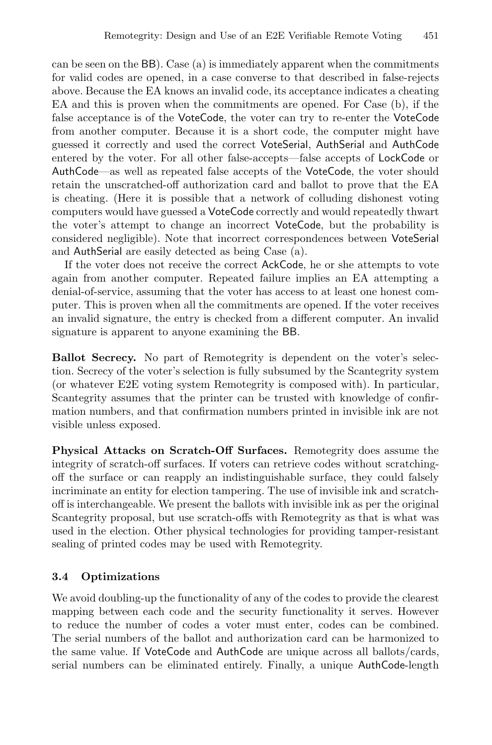can be seen on the BB). Case (a) is immediately apparent when the commitments for valid codes are opened, in a case converse to that described in false-rejects above. Because the EA knows an invalid code, its acceptance indicates a cheating EA and this is proven when the commitments are opened. For Case (b), if the false acceptance is of the VoteCode, the voter can try to re-enter the VoteCode from another computer. Because it is a short code, the computer might have guessed it correctly and used the correct VoteSerial, AuthSerial and AuthCode entered by the voter. For all other false-accepts—false accepts of LockCode or AuthCode—as well as repeated false accepts of the VoteCode, the voter should retain the unscratched-off authorization card and ballot to prove that the EA is cheating. (Here it is possible that a network of colluding dishonest voting computers would have guessed a VoteCode correctly and would repeatedly thwart the voter's attempt to change an incorrect VoteCode, but the probability is considered negligible). Note that incorrect correspondences between VoteSerial and AuthSerial are easily detected as being Case (a).

If the voter does not receive the correct AckCode, he or she attempts to vote again from another computer. Repeated failure implies an EA attempting a denial-of-service, assuming that the voter has access to at least one honest computer. This is proven when all the commitments are opened. If the voter receives an invalid signature, the entry is checked from a different computer. An invalid signature is apparent to anyone examining the BB.

**Ballot Secrecy.** No part of Remotegrity is dependent on the voter's selection. Secrecy of the voter's selection is fully subsumed by the Scantegrity system (or whatever E2E voting system Remotegrity is composed with). In particular, Scantegrity assumes that the printer can be trusted with knowledge of confirmation numbers, and that confirmation numbers printed in invisible ink are not visible unless exposed.

**Physical Attacks on Scratch-Off Surfaces.** Remotegrity does assume the integrity of scratch-off surfaces. If voters can retrieve codes without scratching-off the surface or can reapply an indistinguishable surface, they could falsely incriminate an entity for election tampering. The use of invisible ink and scratch-off is interchangeable. We present the ballots with invisible ink as per the original Scantegrity proposal, but use scratch-offs with Remotegrity as that is what was used in the election. Other physical technologies for providing tamper-resistant sealing of printed codes may be used with Remotegrity.

### 3.4 Optimizations

We avoid doubling-up the functionality of any of the codes to provide the clearest mapping between each code and the security functionality it serves. However to reduce the number of codes a voter must enter, codes can be combined. The serial numbers of the ballot and authorization card can be harmonized to the same value. If VoteCode and AuthCode are unique across all ballots/cards, serial numbers can be eliminated entirely. Finally, a unique AuthCode-length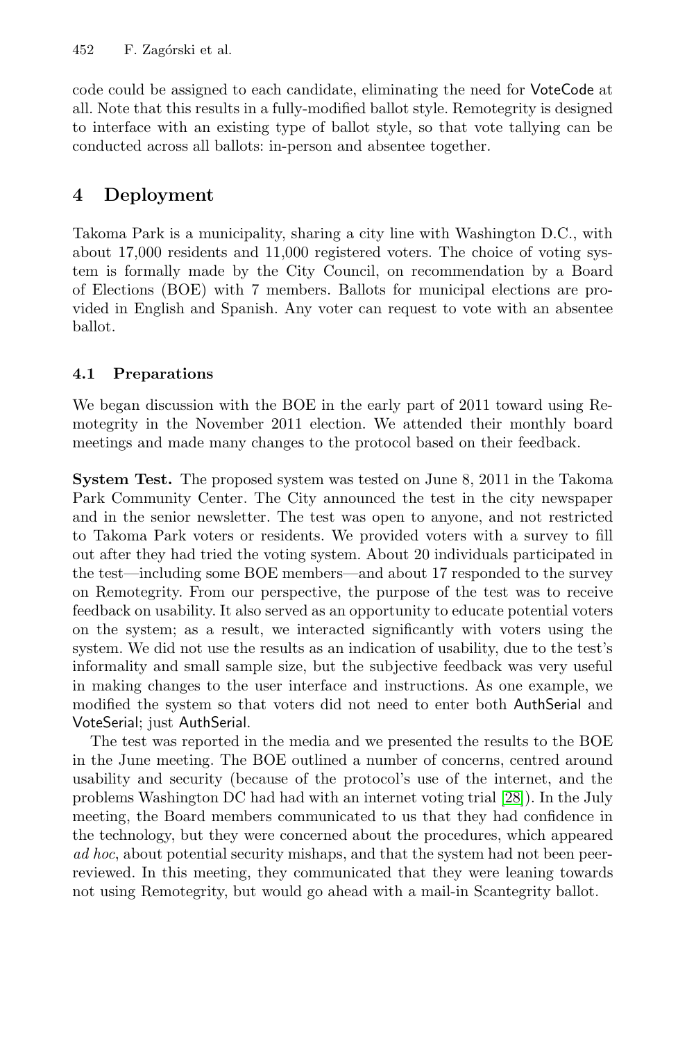code could be assigned to each candidate, eliminating the need for VoteCode at all. Note that this results in a fully-modified ballot style. Remotegrity is designed to interface with an existing type of ballot style, so that vote tallying can be conducted across all ballots: in-person and absentee together.

## 4 Deployment

Takoma Park is a municipality, sharing a city line with Washington D.C., with about 17,000 residents and 11,000 registered voters. The choice of voting system is formally made by the City Council, on recommendation by a Board of Elections (BOE) with 7 members. Ballots for municipal elections are provided in English and Spanish. Any voter can request to vote with an absentee ballot.

### 4.1 Preparations

We began discussion with the BOE in the early part of 2011 toward using Remotegrity in the November 2011 election. We attended their monthly board meetings and made many changes to the protocol based on their feedback.

**System Test.** The proposed system was tested on June 8, 2011 in the Takoma Park Community Center. The City announced the test in the city newspaper and in the senior newsletter. The test was open to anyone, and not restricted to Takoma Park voters or residents. We provided voters with a survey to fill out after they had tried the voting system. About 20 individuals participated in the test—including some BOE members—and about 17 responded to the survey on Remotegrity. From our perspective, the purpose of the test was to receive feedback on usability. It also served as an opportunity to educate potential voters on the system; as a result, we interacted significantly with voters using the system. We did not use the results as an indication of usability, due to the test's informality and small sample size, but the subjective feedback was very useful in making changes to the user interface and instructions. As one example, we modified the system so that voters did not need to enter both AuthSerial and VoteSerial; just AuthSerial.

The test was reported in the media and we presented the results to the BOE in the June meeting. The BOE outlined a number of concerns, centred around usability and security (because of the protocol's use of the internet, and the problems Washington DC had had with an internet voting trial [28]). In the July meeting, the Board members communicated to us that they had confidence in the technology, but they were concerned about the procedures, which appeared *ad hoc*, about potential security mishaps, and that the system had not been peer-reviewed. In this meeting, they communicated that they were leaning towards not using Remotegrity, but would go ahead with a mail-in Scantegrity ballot.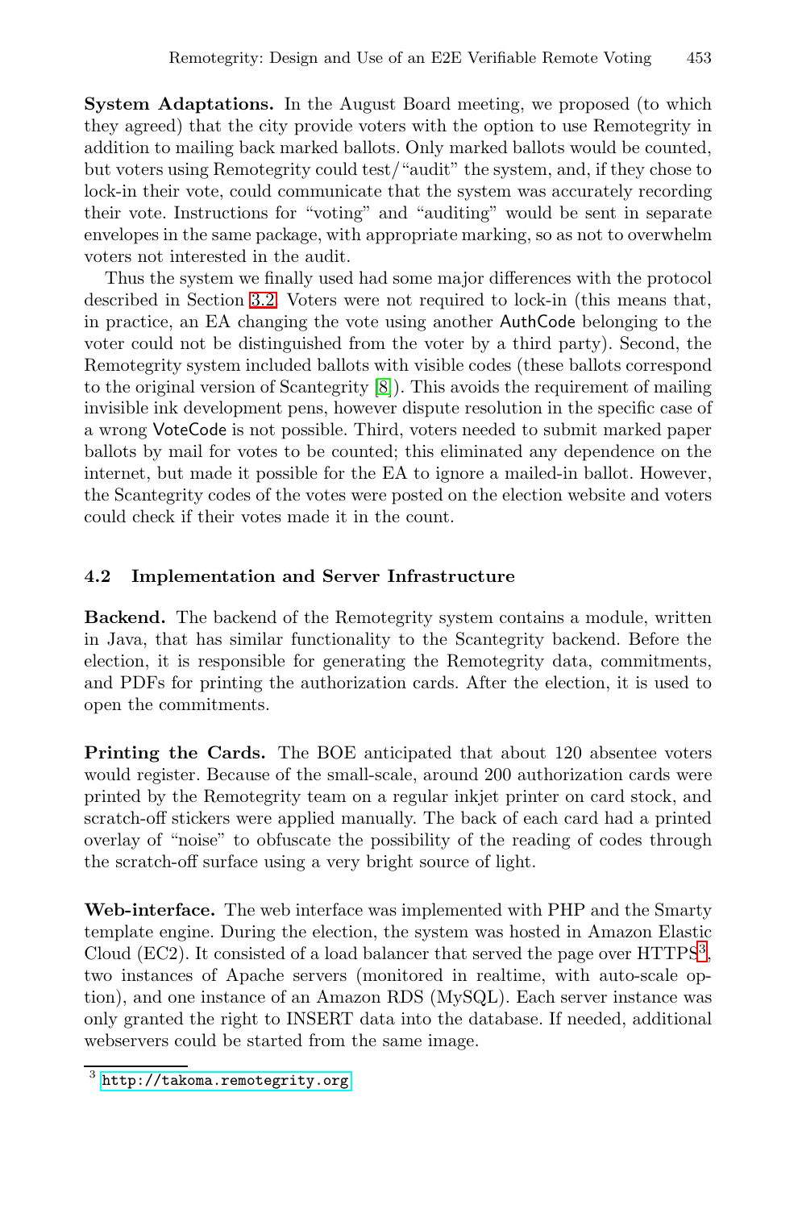**System Adaptations.** In the August Board meeting, we proposed (to which they agreed) that the city provide voters with the option to use Remotegrity in addition to mailing back marked ballots. Only marked ballots would be counted, but voters using Remotegrity could test/"audit" the system, and, if they chose to lock-in their vote, could communicate that the system was accurately recording their vote. Instructions for "voting" and "auditing" would be sent in separate envelopes in the same package, with appropriate marking, so as not to overwhelm voters not interested in the audit.

Thus the system we finally used had some major differences with the protocol described in Section 3.2. Voters were not required to lock-in (this means that, in practice, an EA changing the vote using another AuthCode belonging to the voter could not be distinguished from the voter by a third party). Second, the Remotegrity system included ballots with visible codes (these ballots correspond to the original version of Scantegrity [8]). This avoids the requirement of mailing invisible ink development pens, however dispute resolution in the specific case of a wrong VoteCode is not possible. Third, voters needed to submit marked paper ballots by mail for votes to be counted; this eliminated any dependence on the internet, but made it possible for the EA to ignore a mailed-in ballot. However, the Scantegrity codes of the votes were posted on the election website and voters could check if their votes made it in the count.

## 4.2 Implementation and Server Infrastructure

**Backend.** The backend of the Remotegrity system contains a module, written in Java, that has similar functionality to the Scantegrity backend. Before the election, it is responsible for generating the Remotegrity data, commitments, and PDFs for printing the authorization cards. After the election, it is used to open the commitments.

**Printing the Cards.** The BOE anticipated that about 120 absentee voters would register. Because of the small-scale, around 200 authorization cards were printed by the Remotegrity team on a regular inkjet printer on card stock, and scratch-off stickers were applied manually. The back of each card had a printed overlay of "noise" to obfuscate the possibility of the reading of codes through the scratch-off surface using a very bright source of light.

**Web-interface.** The web interface was implemented with PHP and the Smarty template engine. During the election, the system was hosted in Amazon Elastic Cloud (EC2). It consisted of a load balancer that served the page over HTTPS[3], two instances of Apache servers (monitored in realtime, with auto-scale option), and one instance of an Amazon RDS (MySQL). Each server instance was only granted the right to INSERT data into the database. If needed, additional webservers could be started from the same image.

[3] http://takoma.remotegrity.org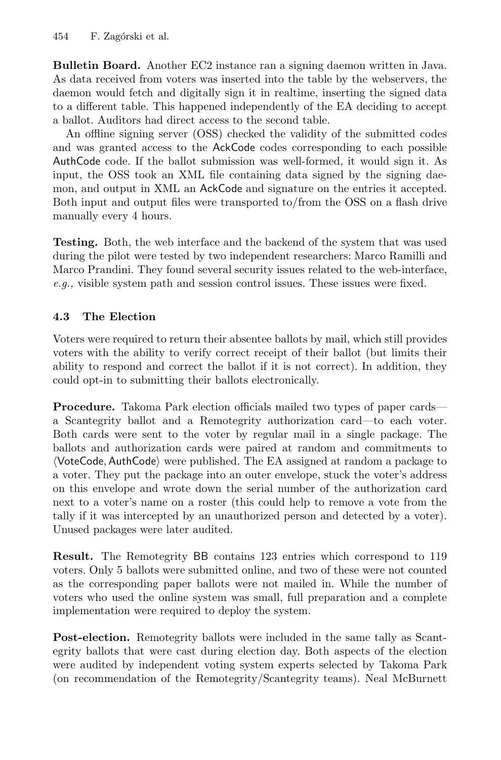**Bulletin Board.** Another EC2 instance ran a signing daemon written in Java. As data received from voters was inserted into the table by the webservers, the daemon would fetch and digitally sign it in realtime, inserting the signed data to a different table. This happened independently of the EA deciding to accept a ballot. Auditors had direct access to the second table.

An offline signing server (OSS) checked the validity of the submitted codes and was granted access to the AckCode codes corresponding to each possible AuthCode code. If the ballot submission was well-formed, it would sign it. As input, the OSS took an XML file containing data signed by the signing daemon, and output in XML an AckCode and signature on the entries it accepted. Both input and output files were transported to/from the OSS on a flash drive manually every 4 hours.

**Testing.** Both, the web interface and the backend of the system that was used during the pilot were tested by two independent researchers: Marco Ramilli and Marco Prandini. They found several security issues related to the web-interface, *e.g.,* visible system path and session control issues. These issues were fixed.

### 4.3 The Election

Voters were required to return their absentee ballots by mail, which still provides voters with the ability to verify correct receipt of their ballot (but limits their ability to respond and correct the ballot if it is not correct). In addition, they could opt-in to submitting their ballots electronically.

**Procedure.** Takoma Park election officials mailed two types of paper cards—a Scantegrity ballot and a Remotegrity authorization card—to each voter. Both cards were sent to the voter by regular mail in a single package. The ballots and authorization cards were paired at random and commitments to $\langle$VoteCode, AuthCode$\rangle$ were published. The EA assigned at random a package to a voter. They put the package into an outer envelope, stuck the voter's address on this envelope and wrote down the serial number of the authorization card next to a voter's name on a roster (this could help to remove a vote from the tally if it was intercepted by an unauthorized person and detected by a voter). Unused packages were later audited.

**Result.** The Remotegrity BB contains 123 entries which correspond to 119 voters. Only 5 ballots were submitted online, and two of these were not counted as the corresponding paper ballots were not mailed in. While the number of voters who used the online system was small, full preparation and a complete implementation were required to deploy the system.

**Post-election.** Remotegrity ballots were included in the same tally as Scantegrity ballots that were cast during election day. Both aspects of the election were audited by independent voting system experts selected by Takoma Park (on recommendation of the Remotegrity/Scantegrity teams). Neal McBurnett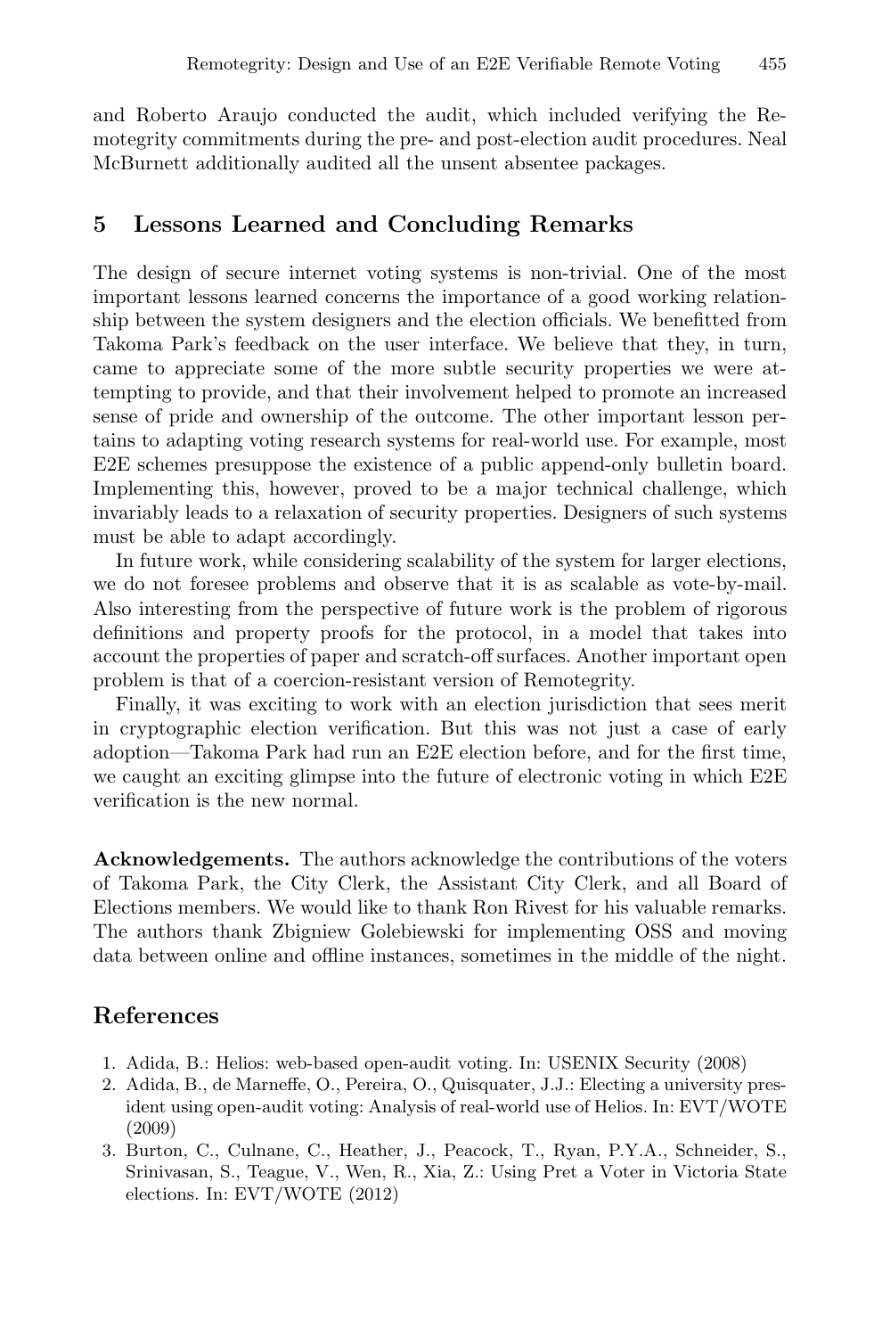and Roberto Araujo conducted the audit, which included verifying the Remotegrity commitments during the pre- and post-election audit procedures. Neal McBurnett additionally audited all the unsent absentee packages.

## 5 Lessons Learned and Concluding Remarks

The design of secure internet voting systems is non-trivial. One of the most important lessons learned concerns the importance of a good working relationship between the system designers and the election officials. We benefitted from Takoma Park's feedback on the user interface. We believe that they, in turn, came to appreciate some of the more subtle security properties we were attempting to provide, and that their involvement helped to promote an increased sense of pride and ownership of the outcome. The other important lesson pertains to adapting voting research systems for real-world use. For example, most E2E schemes presuppose the existence of a public append-only bulletin board. Implementing this, however, proved to be a major technical challenge, which invariably leads to a relaxation of security properties. Designers of such systems must be able to adapt accordingly.

In future work, while considering scalability of the system for larger elections, we do not foresee problems and observe that it is as scalable as vote-by-mail. Also interesting from the perspective of future work is the problem of rigorous definitions and property proofs for the protocol, in a model that takes into account the properties of paper and scratch-off surfaces. Another important open problem is that of a coercion-resistant version of Remotegrity.

Finally, it was exciting to work with an election jurisdiction that sees merit in cryptographic election verification. But this was not just a case of early adoption—Takoma Park had run an E2E election before, and for the first time, we caught an exciting glimpse into the future of electronic voting in which E2E verification is the new normal.

**Acknowledgements.** The authors acknowledge the contributions of the voters of Takoma Park, the City Clerk, the Assistant City Clerk, and all Board of Elections members. We would like to thank Ron Rivest for his valuable remarks. The authors thank Zbigniew Golebiewski for implementing OSS and moving data between online and offline instances, sometimes in the middle of the night.

## References

1. Adida, B.: Helios: web-based open-audit voting. In: USENIX Security (2008)
2. Adida, B., de Marneffe, O., Pereira, O., Quisquater, J.J.: Electing a university president using open-audit voting: Analysis of real-world use of Helios. In: EVT/WOTE (2009)
3. Burton, C., Culnane, C., Heather, J., Peacock, T., Ryan, P.Y.A., Schneider, S., Srinivasan, S., Teague, V., Wen, R., Xia, Z.: Using Pret a Voter in Victoria State elections. In: EVT/WOTE (2012)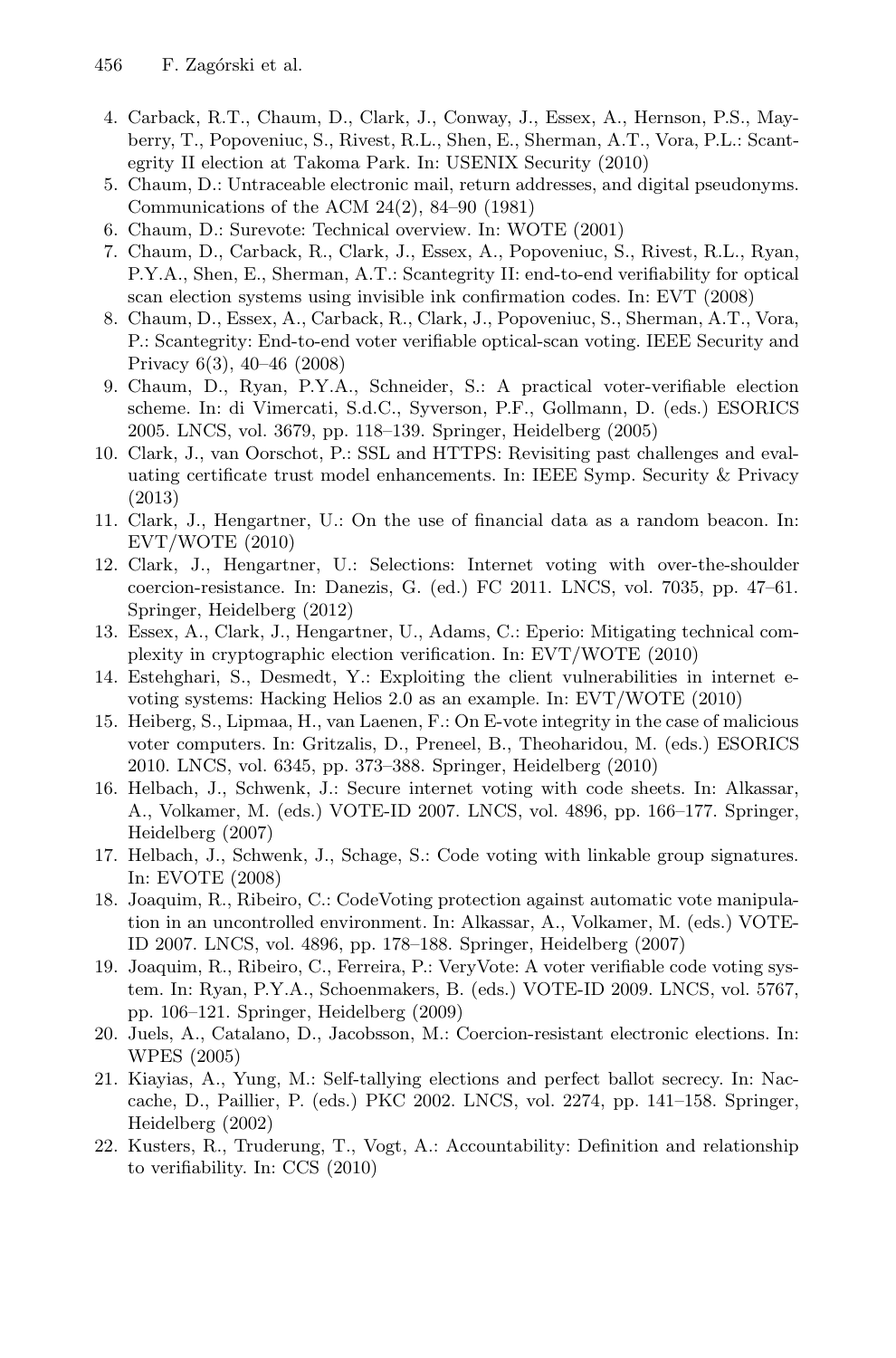4. Carback, R.T., Chaum, D., Clark, J., Conway, J., Essex, A., Hernson, P.S., Mayberry, T., Popoveniuc, S., Rivest, R.L., Shen, E., Sherman, A.T., Vora, P.L.: Scantegrity II election at Takoma Park. In: USENIX Security (2010)
5. Chaum, D.: Untraceable electronic mail, return addresses, and digital pseudonyms. Communications of the ACM 24(2), 84–90 (1981)
6. Chaum, D.: Surevote: Technical overview. In: WOTE (2001)
7. Chaum, D., Carback, R., Clark, J., Essex, A., Popoveniuc, S., Rivest, R.L., Ryan, P.Y.A., Shen, E., Sherman, A.T.: Scantegrity II: end-to-end verifiability for optical scan election systems using invisible ink confirmation codes. In: EVT (2008)
8. Chaum, D., Essex, A., Carback, R., Clark, J., Popoveniuc, S., Sherman, A.T., Vora, P.: Scantegrity: End-to-end voter verifiable optical-scan voting. IEEE Security and Privacy 6(3), 40–46 (2008)
9. Chaum, D., Ryan, P.Y.A., Schneider, S.: A practical voter-verifiable election scheme. In: di Vimercati, S.d.C., Syverson, P.F., Gollmann, D. (eds.) ESORICS 2005. LNCS, vol. 3679, pp. 118–139. Springer, Heidelberg (2005)
10. Clark, J., van Oorschot, P.: SSL and HTTPS: Revisiting past challenges and evaluating certificate trust model enhancements. In: IEEE Symp. Security & Privacy (2013)
11. Clark, J., Hengartner, U.: On the use of financial data as a random beacon. In: EVT/WOTE (2010)
12. Clark, J., Hengartner, U.: Selections: Internet voting with over-the-shoulder coercion-resistance. In: Danezis, G. (ed.) FC 2011. LNCS, vol. 7035, pp. 47–61. Springer, Heidelberg (2012)
13. Essex, A., Clark, J., Hengartner, U., Adams, C.: Eperio: Mitigating technical complexity in cryptographic election verification. In: EVT/WOTE (2010)
14. Estehghari, S., Desmedt, Y.: Exploiting the client vulnerabilities in internet e-voting systems: Hacking Helios 2.0 as an example. In: EVT/WOTE (2010)
15. Heiberg, S., Lipmaa, H., van Laenen, F.: On E-vote integrity in the case of malicious voter computers. In: Gritzalis, D., Preneel, B., Theoharidou, M. (eds.) ESORICS 2010. LNCS, vol. 6345, pp. 373–388. Springer, Heidelberg (2010)
16. Helbach, J., Schwenk, J.: Secure internet voting with code sheets. In: Alkassar, A., Volkamer, M. (eds.) VOTE-ID 2007. LNCS, vol. 4896, pp. 166–177. Springer, Heidelberg (2007)
17. Helbach, J., Schwenk, J., Schage, S.: Code voting with linkable group signatures. In: EVOTE (2008)
18. Joaquim, R., Ribeiro, C.: CodeVoting protection against automatic vote manipulation in an uncontrolled environment. In: Alkassar, A., Volkamer, M. (eds.) VOTE-ID 2007. LNCS, vol. 4896, pp. 178–188. Springer, Heidelberg (2007)
19. Joaquim, R., Ribeiro, C., Ferreira, P.: VeryVote: A voter verifiable code voting system. In: Ryan, P.Y.A., Schoenmakers, B. (eds.) VOTE-ID 2009. LNCS, vol. 5767, pp. 106–121. Springer, Heidelberg (2009)
20. Juels, A., Catalano, D., Jacobsson, M.: Coercion-resistant electronic elections. In: WPES (2005)
21. Kiayias, A., Yung, M.: Self-tallying elections and perfect ballot secrecy. In: Naccache, D., Paillier, P. (eds.) PKC 2002. LNCS, vol. 2274, pp. 141–158. Springer, Heidelberg (2002)
22. Kusters, R., Truderung, T., Vogt, A.: Accountability: Definition and relationship to verifiability. In: CCS (2010)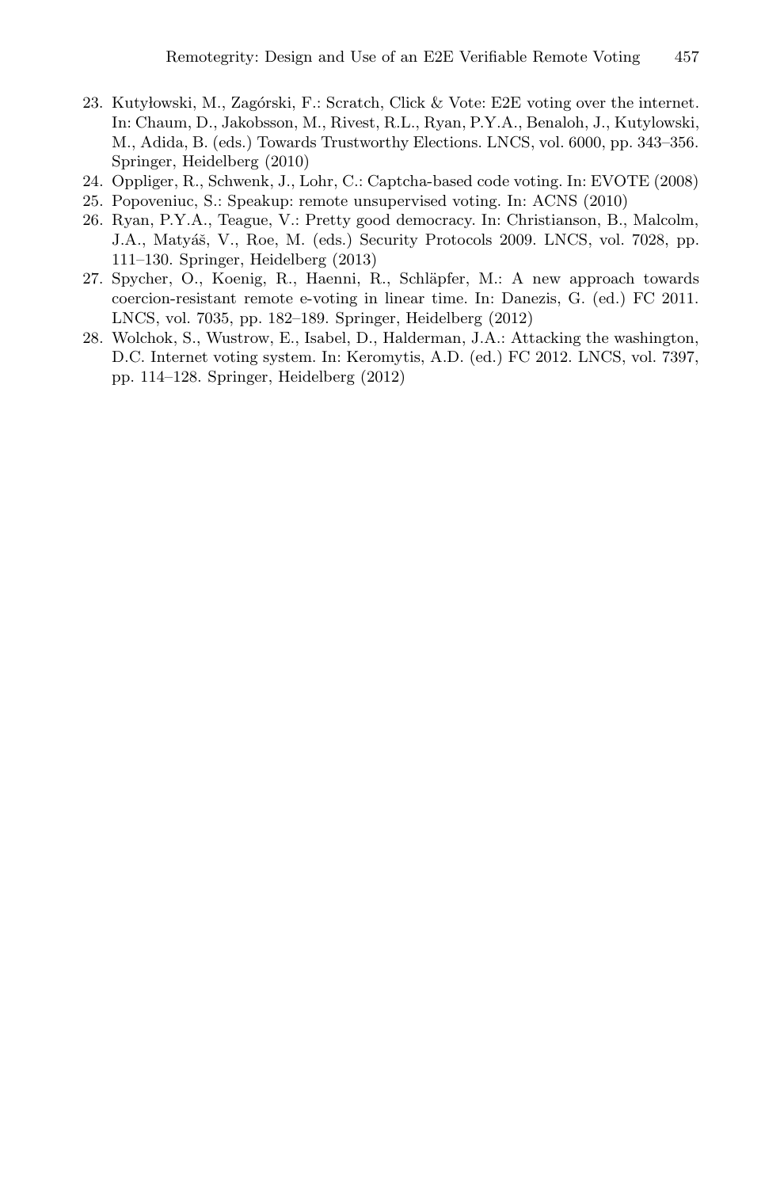23. Kutyłowski, M., Zagórski, F.: Scratch, Click & Vote: E2E voting over the internet. In: Chaum, D., Jakobsson, M., Rivest, R.L., Ryan, P.Y.A., Benaloh, J., Kutylowski, M., Adida, B. (eds.) Towards Trustworthy Elections. LNCS, vol. 6000, pp. 343–356. Springer, Heidelberg (2010)
24. Oppliger, R., Schwenk, J., Lohr, C.: Captcha-based code voting. In: EVOTE (2008)
25. Popoveniuc, S.: Speakup: remote unsupervised voting. In: ACNS (2010)
26. Ryan, P.Y.A., Teague, V.: Pretty good democracy. In: Christianson, B., Malcolm, J.A., Matyáš, V., Roe, M. (eds.) Security Protocols 2009. LNCS, vol. 7028, pp. 111–130. Springer, Heidelberg (2013)
27. Spycher, O., Koenig, R., Haenni, R., Schläpfer, M.: A new approach towards coercion-resistant remote e-voting in linear time. In: Danezis, G. (ed.) FC 2011. LNCS, vol. 7035, pp. 182–189. Springer, Heidelberg (2012)
28. Wolchok, S., Wustrow, E., Isabel, D., Halderman, J.A.: Attacking the washington, D.C. Internet voting system. In: Keromytis, A.D. (ed.) FC 2012. LNCS, vol. 7397, pp. 114–128. Springer, Heidelberg (2012)